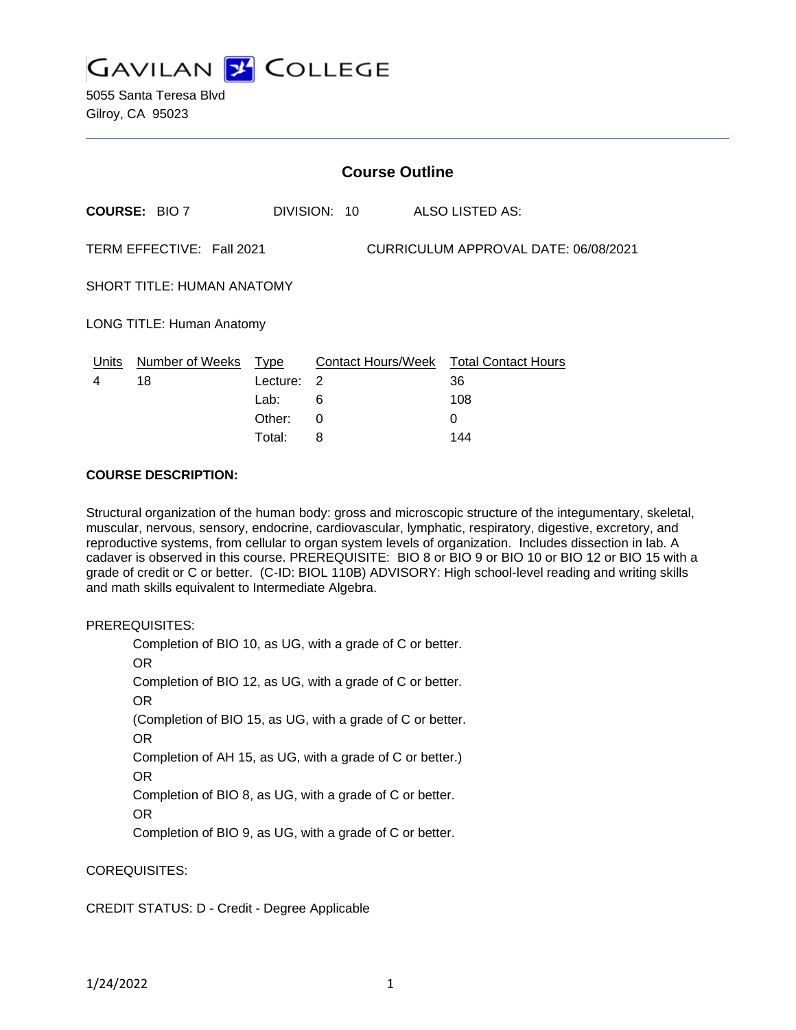# GAVILAN COLLEGE

5055 Santa Teresa Blvd
Gilroy, CA 95023

## Course Outline

**COURSE:** BIO 7 DIVISION: 10 ALSO LISTED AS:

TERM EFFECTIVE: Fall 2021 CURRICULUM APPROVAL DATE: 06/08/2021

SHORT TITLE: HUMAN ANATOMY

LONG TITLE: Human Anatomy

| Units | Number of Weeks | Type | Contact Hours/Week | Total Contact Hours |
|---|---|---|---|---|
| 4 | 18 | Lecture: | 2 | 36 |
| | | Lab: | 6 | 108 |
| | | Other: | 0 | 0 |
| | | Total: | 8 | 144 |

**COURSE DESCRIPTION:**

Structural organization of the human body: gross and microscopic structure of the integumentary, skeletal, muscular, nervous, sensory, endocrine, cardiovascular, lymphatic, respiratory, digestive, excretory, and reproductive systems, from cellular to organ system levels of organization. Includes dissection in lab. A cadaver is observed in this course. PREREQUISITE: BIO 8 or BIO 9 or BIO 10 or BIO 12 or BIO 15 with a grade of credit or C or better. (C-ID: BIOL 110B) ADVISORY: High school-level reading and writing skills and math skills equivalent to Intermediate Algebra.

PREREQUISITES:

Completion of BIO 10, as UG, with a grade of C or better.
OR
Completion of BIO 12, as UG, with a grade of C or better.
OR
(Completion of BIO 15, as UG, with a grade of C or better.
OR
Completion of AH 15, as UG, with a grade of C or better.)
OR
Completion of BIO 8, as UG, with a grade of C or better.
OR
Completion of BIO 9, as UG, with a grade of C or better.

COREQUISITES:

CREDIT STATUS: D - Credit - Degree Applicable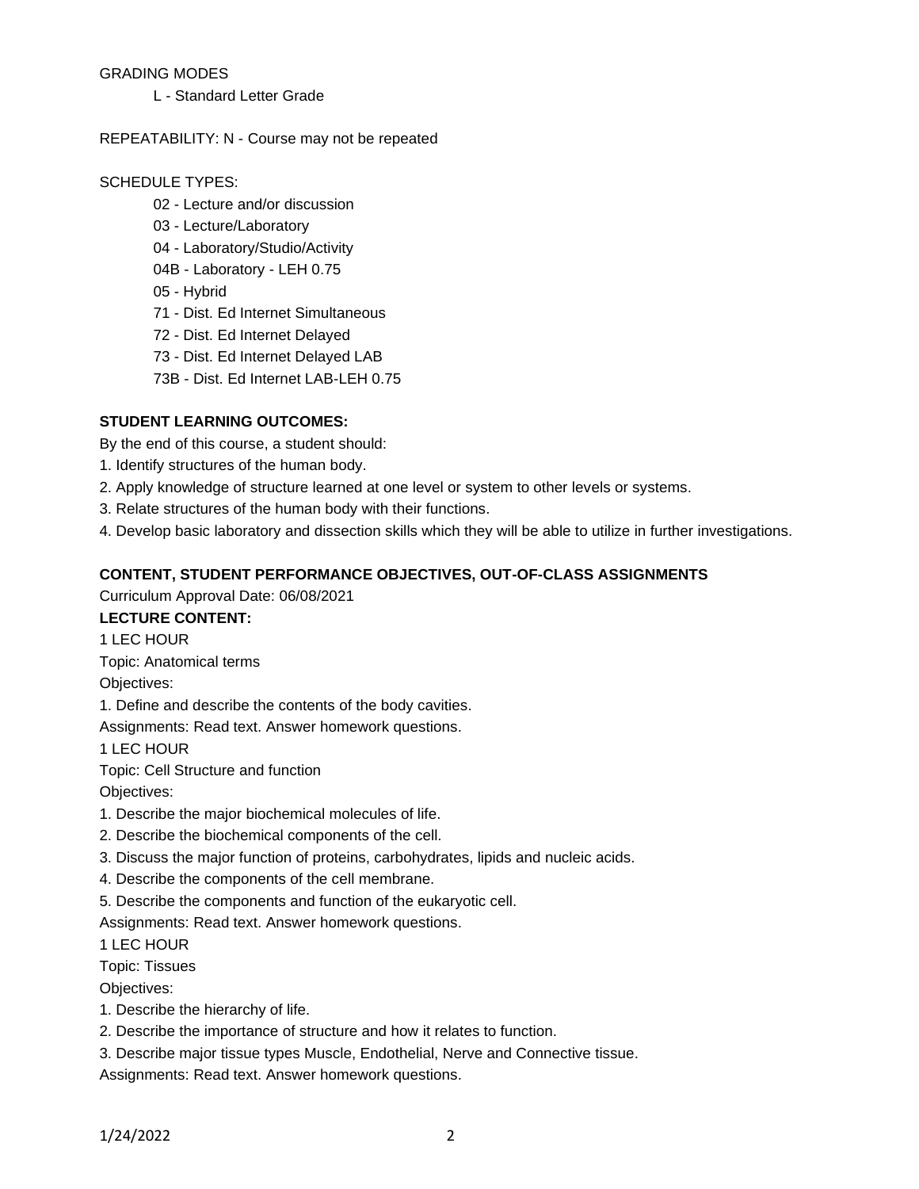GRADING MODES

L - Standard Letter Grade

REPEATABILITY: N - Course may not be repeated

SCHEDULE TYPES:

02 - Lecture and/or discussion

03 - Lecture/Laboratory

04 - Laboratory/Studio/Activity

04B - Laboratory - LEH 0.75

05 - Hybrid

71 - Dist. Ed Internet Simultaneous

72 - Dist. Ed Internet Delayed

73 - Dist. Ed Internet Delayed LAB

73B - Dist. Ed Internet LAB-LEH 0.75

**STUDENT LEARNING OUTCOMES:**

By the end of this course, a student should:

1. Identify structures of the human body.
2. Apply knowledge of structure learned at one level or system to other levels or systems.
3. Relate structures of the human body with their functions.
4. Develop basic laboratory and dissection skills which they will be able to utilize in further investigations.

**CONTENT, STUDENT PERFORMANCE OBJECTIVES, OUT-OF-CLASS ASSIGNMENTS**

Curriculum Approval Date: 06/08/2021

**LECTURE CONTENT:**

1 LEC HOUR

Topic: Anatomical terms

Objectives:

1. Define and describe the contents of the body cavities.

Assignments: Read text. Answer homework questions.

1 LEC HOUR

Topic: Cell Structure and function

Objectives:

1. Describe the major biochemical molecules of life.
2. Describe the biochemical components of the cell.
3. Discuss the major function of proteins, carbohydrates, lipids and nucleic acids.
4. Describe the components of the cell membrane.
5. Describe the components and function of the eukaryotic cell.

Assignments: Read text. Answer homework questions.

1 LEC HOUR

Topic: Tissues

Objectives:

1. Describe the hierarchy of life.
2. Describe the importance of structure and how it relates to function.
3. Describe major tissue types Muscle, Endothelial, Nerve and Connective tissue.

Assignments: Read text. Answer homework questions.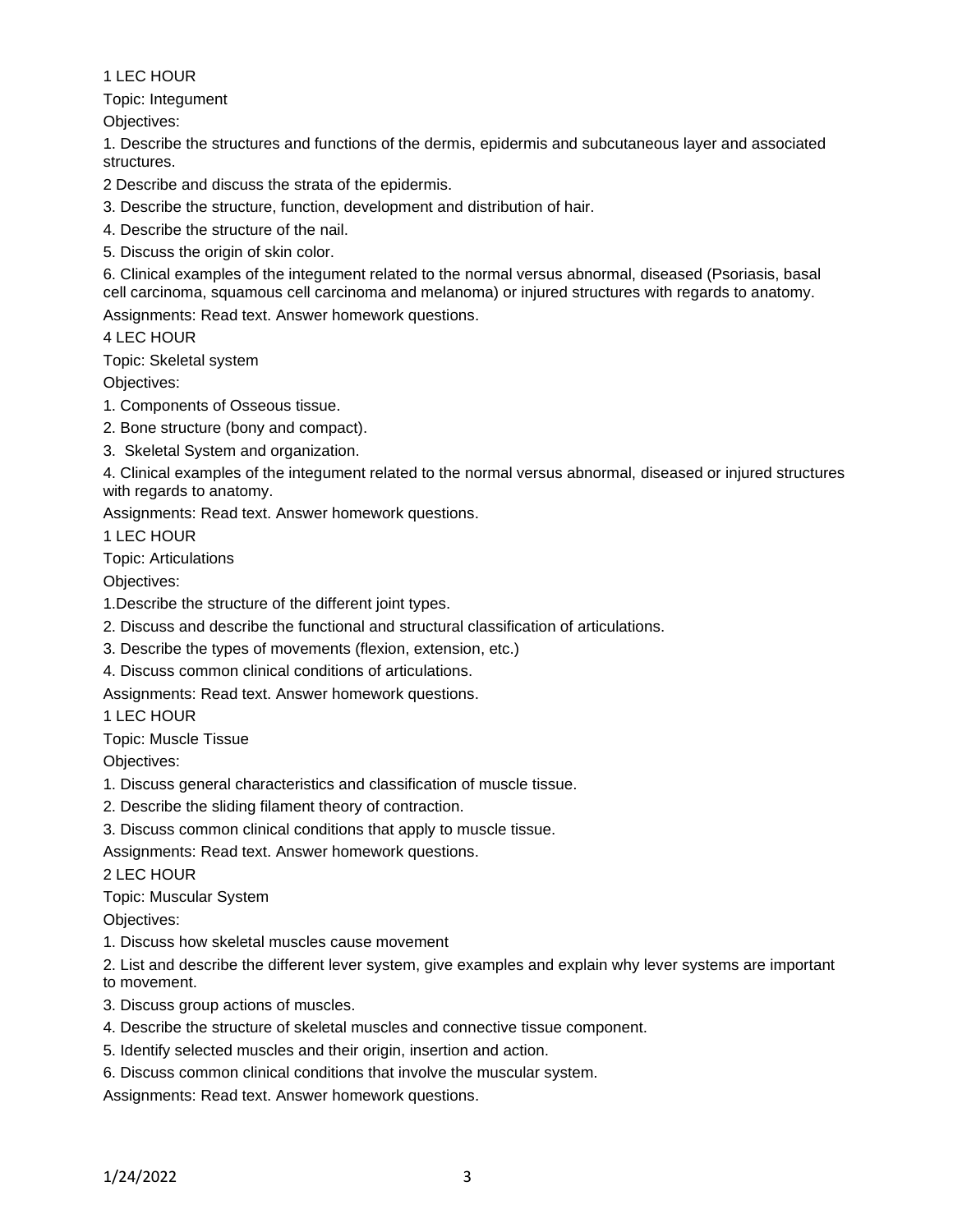1 LEC HOUR

Topic: Integument

Objectives:

1. Describe the structures and functions of the dermis, epidermis and subcutaneous layer and associated structures.

2 Describe and discuss the strata of the epidermis.

3. Describe the structure, function, development and distribution of hair.

4. Describe the structure of the nail.

5. Discuss the origin of skin color.

6. Clinical examples of the integument related to the normal versus abnormal, diseased (Psoriasis, basal cell carcinoma, squamous cell carcinoma and melanoma) or injured structures with regards to anatomy.

Assignments: Read text. Answer homework questions.

4 LEC HOUR

Topic: Skeletal system

Objectives:

1. Components of Osseous tissue.

2. Bone structure (bony and compact).

3. Skeletal System and organization.

4. Clinical examples of the integument related to the normal versus abnormal, diseased or injured structures with regards to anatomy.

Assignments: Read text. Answer homework questions.

1 LEC HOUR

Topic: Articulations

Objectives:

1.Describe the structure of the different joint types.

2. Discuss and describe the functional and structural classification of articulations.

3. Describe the types of movements (flexion, extension, etc.)

4. Discuss common clinical conditions of articulations.

Assignments: Read text. Answer homework questions.

1 LEC HOUR

Topic: Muscle Tissue

Objectives:

1. Discuss general characteristics and classification of muscle tissue.

2. Describe the sliding filament theory of contraction.

3. Discuss common clinical conditions that apply to muscle tissue.

Assignments: Read text. Answer homework questions.

2 LEC HOUR

Topic: Muscular System

Objectives:

1. Discuss how skeletal muscles cause movement

2. List and describe the different lever system, give examples and explain why lever systems are important to movement.

3. Discuss group actions of muscles.

4. Describe the structure of skeletal muscles and connective tissue component.

5. Identify selected muscles and their origin, insertion and action.

6. Discuss common clinical conditions that involve the muscular system.

Assignments: Read text. Answer homework questions.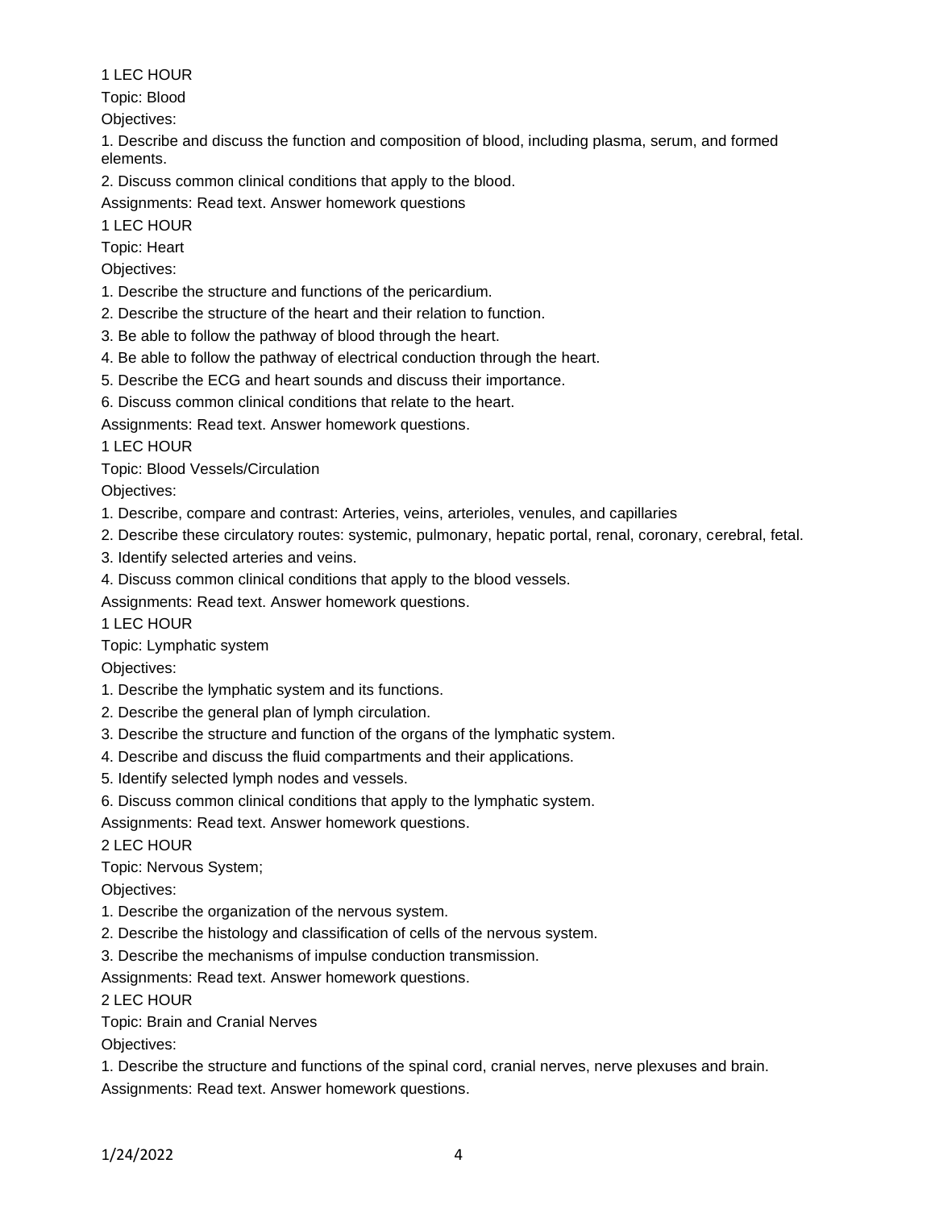1 LEC HOUR

Topic: Blood

Objectives:

1. Describe and discuss the function and composition of blood, including plasma, serum, and formed elements.
2. Discuss common clinical conditions that apply to the blood.

Assignments: Read text. Answer homework questions

1 LEC HOUR

Topic: Heart

Objectives:

1. Describe the structure and functions of the pericardium.
2. Describe the structure of the heart and their relation to function.
3. Be able to follow the pathway of blood through the heart.
4. Be able to follow the pathway of electrical conduction through the heart.
5. Describe the ECG and heart sounds and discuss their importance.
6. Discuss common clinical conditions that relate to the heart.

Assignments: Read text. Answer homework questions.

1 LEC HOUR

Topic: Blood Vessels/Circulation

Objectives:

1. Describe, compare and contrast: Arteries, veins, arterioles, venules, and capillaries
2. Describe these circulatory routes: systemic, pulmonary, hepatic portal, renal, coronary, cerebral, fetal.
3. Identify selected arteries and veins.
4. Discuss common clinical conditions that apply to the blood vessels.

Assignments: Read text. Answer homework questions.

1 LEC HOUR

Topic: Lymphatic system

Objectives:

1. Describe the lymphatic system and its functions.
2. Describe the general plan of lymph circulation.
3. Describe the structure and function of the organs of the lymphatic system.
4. Describe and discuss the fluid compartments and their applications.
5. Identify selected lymph nodes and vessels.
6. Discuss common clinical conditions that apply to the lymphatic system.

Assignments: Read text. Answer homework questions.

2 LEC HOUR

Topic: Nervous System;

Objectives:

1. Describe the organization of the nervous system.
2. Describe the histology and classification of cells of the nervous system.
3. Describe the mechanisms of impulse conduction transmission.

Assignments: Read text. Answer homework questions.

2 LEC HOUR

Topic: Brain and Cranial Nerves

Objectives:

1. Describe the structure and functions of the spinal cord, cranial nerves, nerve plexuses and brain.

Assignments: Read text. Answer homework questions.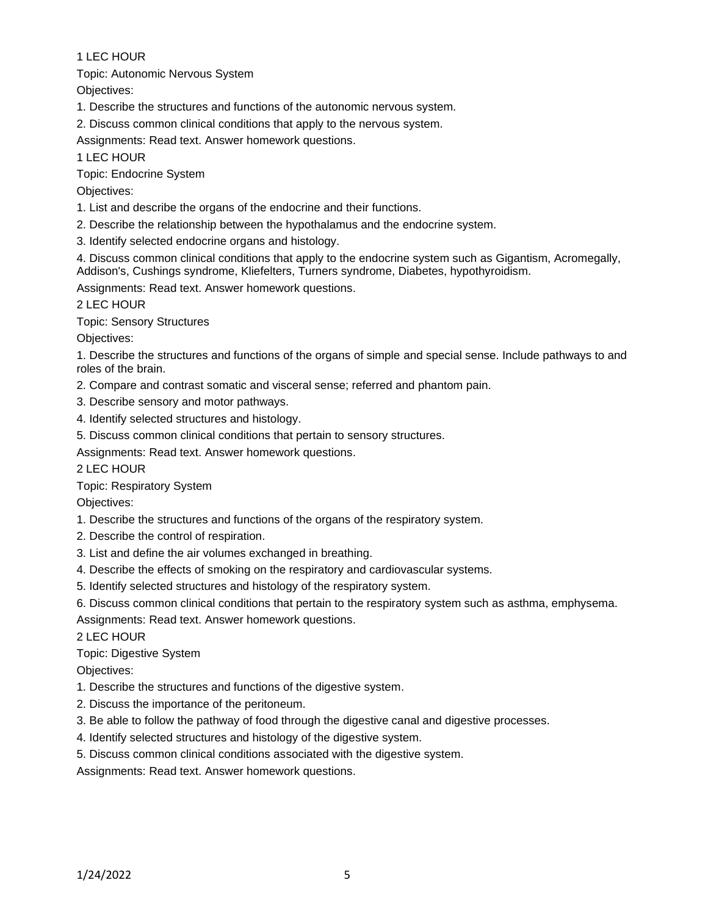1 LEC HOUR

Topic: Autonomic Nervous System

Objectives:

1. Describe the structures and functions of the autonomic nervous system.
2. Discuss common clinical conditions that apply to the nervous system.

Assignments: Read text. Answer homework questions.

1 LEC HOUR

Topic: Endocrine System

Objectives:

1. List and describe the organs of the endocrine and their functions.
2. Describe the relationship between the hypothalamus and the endocrine system.
3. Identify selected endocrine organs and histology.
4. Discuss common clinical conditions that apply to the endocrine system such as Gigantism, Acromegally, Addison's, Cushings syndrome, Kliefelters, Turners syndrome, Diabetes, hypothyroidism.

Assignments: Read text. Answer homework questions.

2 LEC HOUR

Topic: Sensory Structures

Objectives:

1. Describe the structures and functions of the organs of simple and special sense. Include pathways to and roles of the brain.
2. Compare and contrast somatic and visceral sense; referred and phantom pain.
3. Describe sensory and motor pathways.
4. Identify selected structures and histology.
5. Discuss common clinical conditions that pertain to sensory structures.

Assignments: Read text. Answer homework questions.

2 LEC HOUR

Topic: Respiratory System

Objectives:

1. Describe the structures and functions of the organs of the respiratory system.
2. Describe the control of respiration.
3. List and define the air volumes exchanged in breathing.
4. Describe the effects of smoking on the respiratory and cardiovascular systems.
5. Identify selected structures and histology of the respiratory system.
6. Discuss common clinical conditions that pertain to the respiratory system such as asthma, emphysema.

Assignments: Read text. Answer homework questions.

2 LEC HOUR

Topic: Digestive System

Objectives:

1. Describe the structures and functions of the digestive system.
2. Discuss the importance of the peritoneum.
3. Be able to follow the pathway of food through the digestive canal and digestive processes.
4. Identify selected structures and histology of the digestive system.
5. Discuss common clinical conditions associated with the digestive system.

Assignments: Read text. Answer homework questions.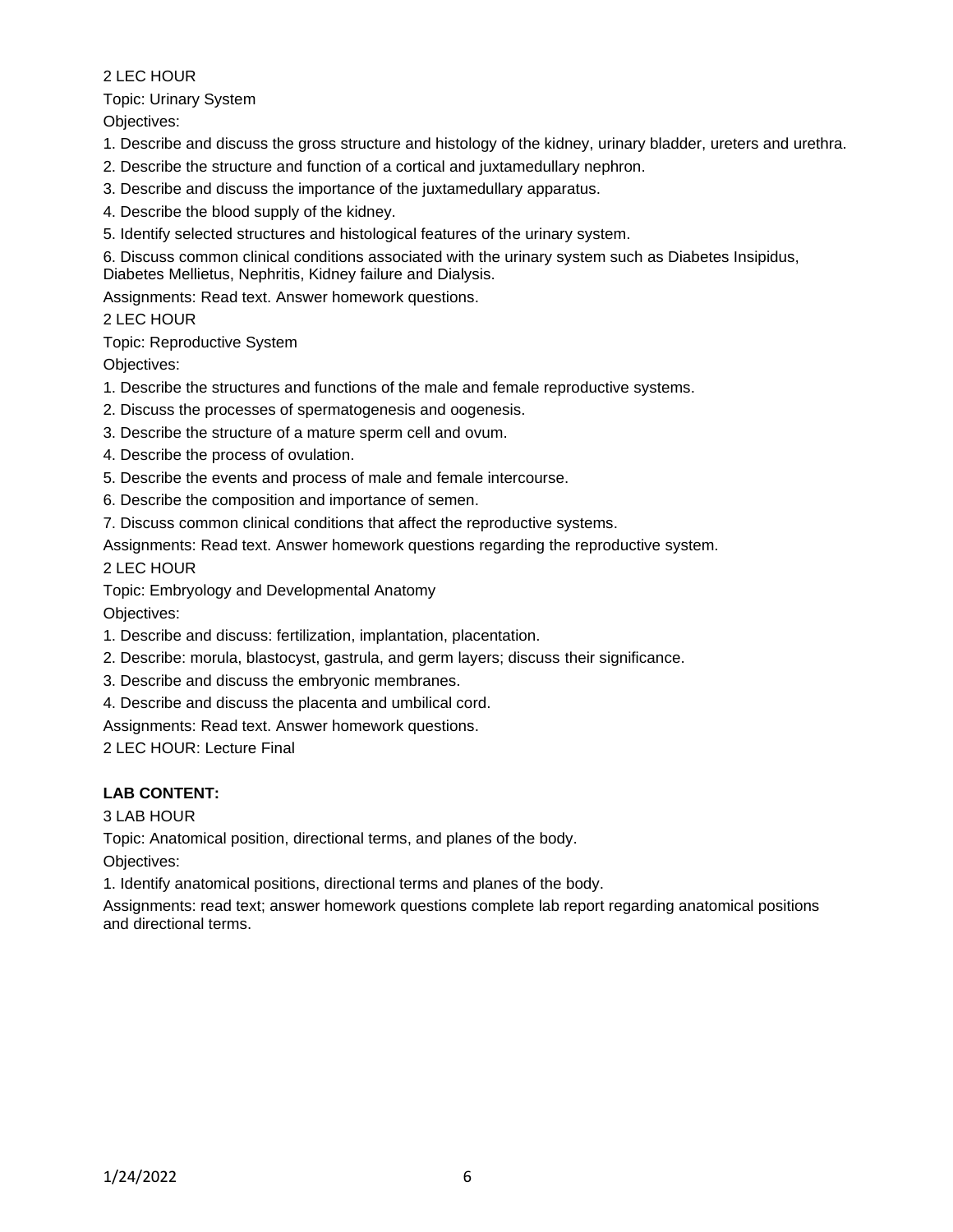2 LEC HOUR

Topic: Urinary System

Objectives:

1. Describe and discuss the gross structure and histology of the kidney, urinary bladder, ureters and urethra.
2. Describe the structure and function of a cortical and juxtamedullary nephron.
3. Describe and discuss the importance of the juxtamedullary apparatus.
4. Describe the blood supply of the kidney.
5. Identify selected structures and histological features of the urinary system.
6. Discuss common clinical conditions associated with the urinary system such as Diabetes Insipidus, Diabetes Mellietus, Nephritis, Kidney failure and Dialysis.

Assignments: Read text. Answer homework questions.

2 LEC HOUR

Topic: Reproductive System

Objectives:

1. Describe the structures and functions of the male and female reproductive systems.
2. Discuss the processes of spermatogenesis and oogenesis.
3. Describe the structure of a mature sperm cell and ovum.
4. Describe the process of ovulation.
5. Describe the events and process of male and female intercourse.
6. Describe the composition and importance of semen.
7. Discuss common clinical conditions that affect the reproductive systems.

Assignments: Read text. Answer homework questions regarding the reproductive system.

2 LEC HOUR

Topic: Embryology and Developmental Anatomy

Objectives:

1. Describe and discuss: fertilization, implantation, placentation.
2. Describe: morula, blastocyst, gastrula, and germ layers; discuss their significance.
3. Describe and discuss the embryonic membranes.
4. Describe and discuss the placenta and umbilical cord.

Assignments: Read text. Answer homework questions.

2 LEC HOUR: Lecture Final

**LAB CONTENT:**

3 LAB HOUR

Topic: Anatomical position, directional terms, and planes of the body.

Objectives:

1. Identify anatomical positions, directional terms and planes of the body.

Assignments: read text; answer homework questions complete lab report regarding anatomical positions and directional terms.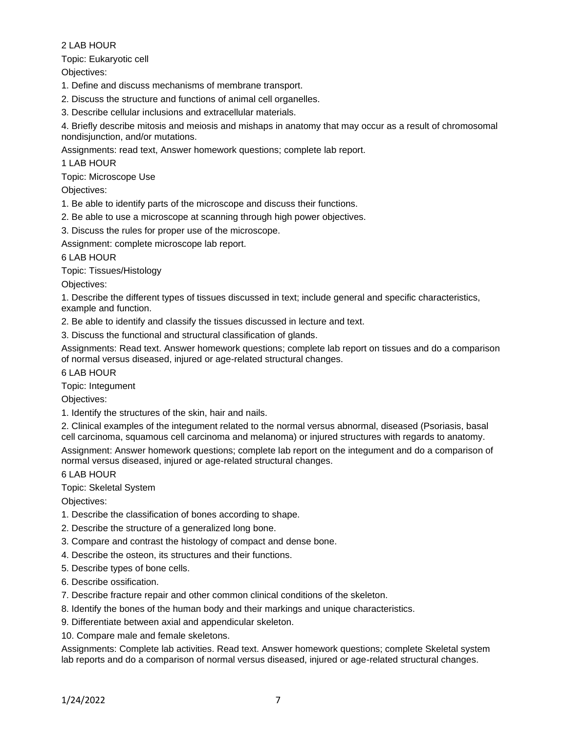2 LAB HOUR

Topic: Eukaryotic cell

Objectives:

1. Define and discuss mechanisms of membrane transport.
2. Discuss the structure and functions of animal cell organelles.
3. Describe cellular inclusions and extracellular materials.
4. Briefly describe mitosis and meiosis and mishaps in anatomy that may occur as a result of chromosomal nondisjunction, and/or mutations.

Assignments: read text, Answer homework questions; complete lab report.

1 LAB HOUR

Topic: Microscope Use

Objectives:

1. Be able to identify parts of the microscope and discuss their functions.
2. Be able to use a microscope at scanning through high power objectives.
3. Discuss the rules for proper use of the microscope.

Assignment: complete microscope lab report.

6 LAB HOUR

Topic: Tissues/Histology

Objectives:

1. Describe the different types of tissues discussed in text; include general and specific characteristics, example and function.
2. Be able to identify and classify the tissues discussed in lecture and text.
3. Discuss the functional and structural classification of glands.

Assignments: Read text. Answer homework questions; complete lab report on tissues and do a comparison of normal versus diseased, injured or age-related structural changes.

6 LAB HOUR

Topic: Integument

Objectives:

1. Identify the structures of the skin, hair and nails.
2. Clinical examples of the integument related to the normal versus abnormal, diseased (Psoriasis, basal cell carcinoma, squamous cell carcinoma and melanoma) or injured structures with regards to anatomy.

Assignment: Answer homework questions; complete lab report on the integument and do a comparison of normal versus diseased, injured or age-related structural changes.

6 LAB HOUR

Topic: Skeletal System

Objectives:

1. Describe the classification of bones according to shape.
2. Describe the structure of a generalized long bone.
3. Compare and contrast the histology of compact and dense bone.
4. Describe the osteon, its structures and their functions.
5. Describe types of bone cells.
6. Describe ossification.
7. Describe fracture repair and other common clinical conditions of the skeleton.
8. Identify the bones of the human body and their markings and unique characteristics.
9. Differentiate between axial and appendicular skeleton.
10. Compare male and female skeletons.

Assignments: Complete lab activities. Read text. Answer homework questions; complete Skeletal system lab reports and do a comparison of normal versus diseased, injured or age-related structural changes.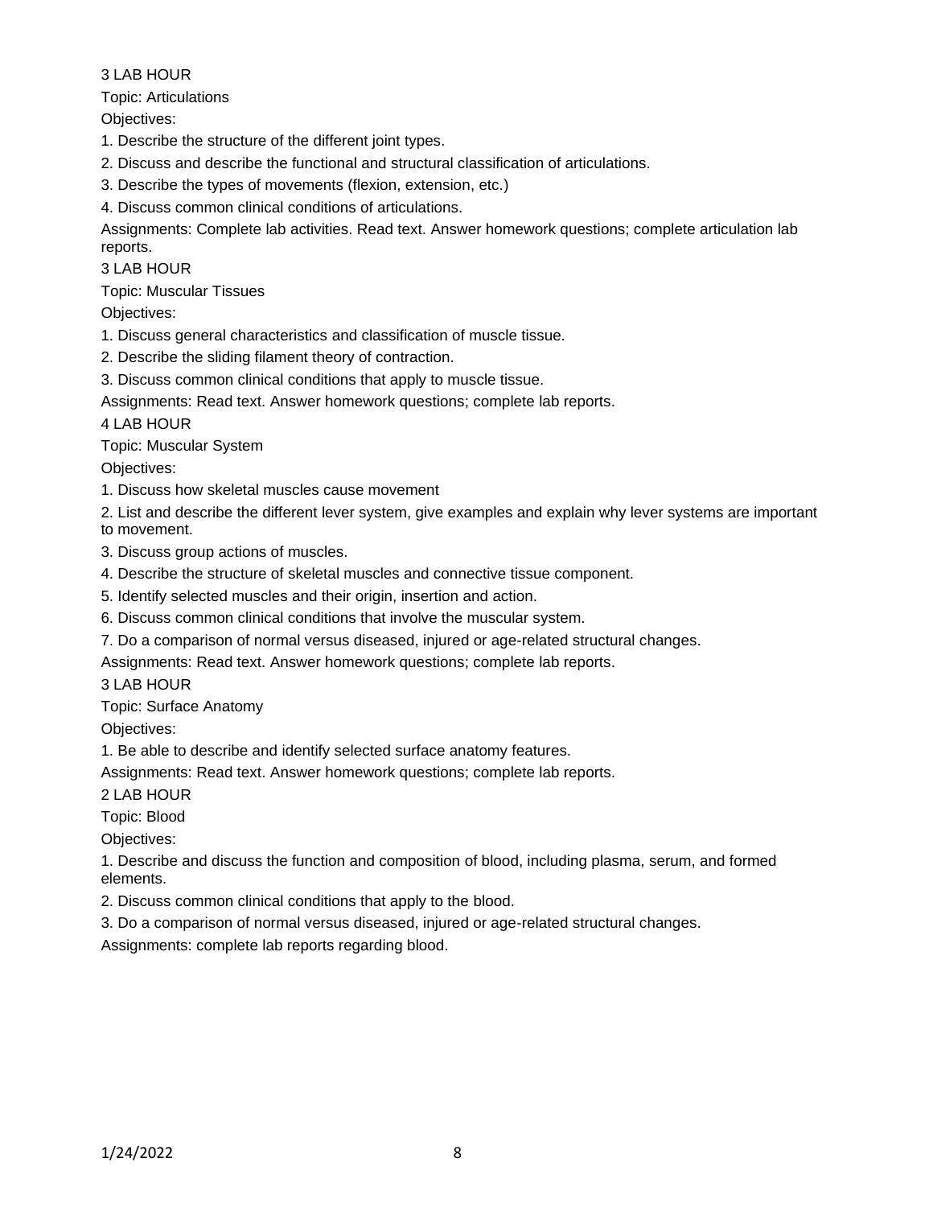3 LAB HOUR

Topic: Articulations

Objectives:

1. Describe the structure of the different joint types.
2. Discuss and describe the functional and structural classification of articulations.
3. Describe the types of movements (flexion, extension, etc.)
4. Discuss common clinical conditions of articulations.

Assignments: Complete lab activities. Read text. Answer homework questions; complete articulation lab reports.

3 LAB HOUR

Topic: Muscular Tissues

Objectives:

1. Discuss general characteristics and classification of muscle tissue.
2. Describe the sliding filament theory of contraction.
3. Discuss common clinical conditions that apply to muscle tissue.

Assignments: Read text. Answer homework questions; complete lab reports.

4 LAB HOUR

Topic: Muscular System

Objectives:

1. Discuss how skeletal muscles cause movement
2. List and describe the different lever system, give examples and explain why lever systems are important to movement.
3. Discuss group actions of muscles.
4. Describe the structure of skeletal muscles and connective tissue component.
5. Identify selected muscles and their origin, insertion and action.
6. Discuss common clinical conditions that involve the muscular system.
7. Do a comparison of normal versus diseased, injured or age-related structural changes.

Assignments: Read text. Answer homework questions; complete lab reports.

3 LAB HOUR

Topic: Surface Anatomy

Objectives:

1. Be able to describe and identify selected surface anatomy features.

Assignments: Read text. Answer homework questions; complete lab reports.

2 LAB HOUR

Topic: Blood

Objectives:

1. Describe and discuss the function and composition of blood, including plasma, serum, and formed elements.
2. Discuss common clinical conditions that apply to the blood.
3. Do a comparison of normal versus diseased, injured or age-related structural changes.

Assignments: complete lab reports regarding blood.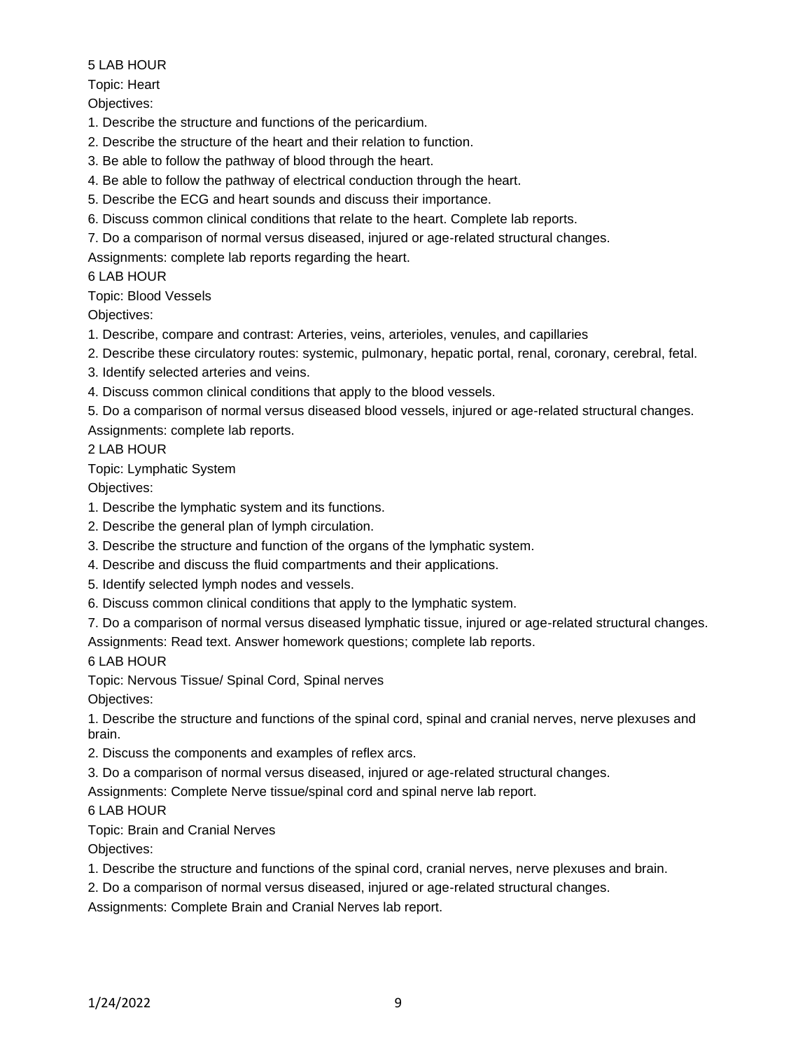5 LAB HOUR

Topic: Heart

Objectives:

1. Describe the structure and functions of the pericardium.
2. Describe the structure of the heart and their relation to function.
3. Be able to follow the pathway of blood through the heart.
4. Be able to follow the pathway of electrical conduction through the heart.
5. Describe the ECG and heart sounds and discuss their importance.
6. Discuss common clinical conditions that relate to the heart. Complete lab reports.
7. Do a comparison of normal versus diseased, injured or age-related structural changes.

Assignments: complete lab reports regarding the heart.

6 LAB HOUR

Topic: Blood Vessels

Objectives:

1. Describe, compare and contrast: Arteries, veins, arterioles, venules, and capillaries
2. Describe these circulatory routes: systemic, pulmonary, hepatic portal, renal, coronary, cerebral, fetal.
3. Identify selected arteries and veins.
4. Discuss common clinical conditions that apply to the blood vessels.
5. Do a comparison of normal versus diseased blood vessels, injured or age-related structural changes.

Assignments: complete lab reports.

2 LAB HOUR

Topic: Lymphatic System

Objectives:

1. Describe the lymphatic system and its functions.
2. Describe the general plan of lymph circulation.
3. Describe the structure and function of the organs of the lymphatic system.
4. Describe and discuss the fluid compartments and their applications.
5. Identify selected lymph nodes and vessels.
6. Discuss common clinical conditions that apply to the lymphatic system.
7. Do a comparison of normal versus diseased lymphatic tissue, injured or age-related structural changes.

Assignments: Read text. Answer homework questions; complete lab reports.

6 LAB HOUR

Topic: Nervous Tissue/ Spinal Cord, Spinal nerves

Objectives:

1. Describe the structure and functions of the spinal cord, spinal and cranial nerves, nerve plexuses and brain.
2. Discuss the components and examples of reflex arcs.
3. Do a comparison of normal versus diseased, injured or age-related structural changes.

Assignments: Complete Nerve tissue/spinal cord and spinal nerve lab report.

6 LAB HOUR

Topic: Brain and Cranial Nerves

Objectives:

1. Describe the structure and functions of the spinal cord, cranial nerves, nerve plexuses and brain.
2. Do a comparison of normal versus diseased, injured or age-related structural changes.

Assignments: Complete Brain and Cranial Nerves lab report.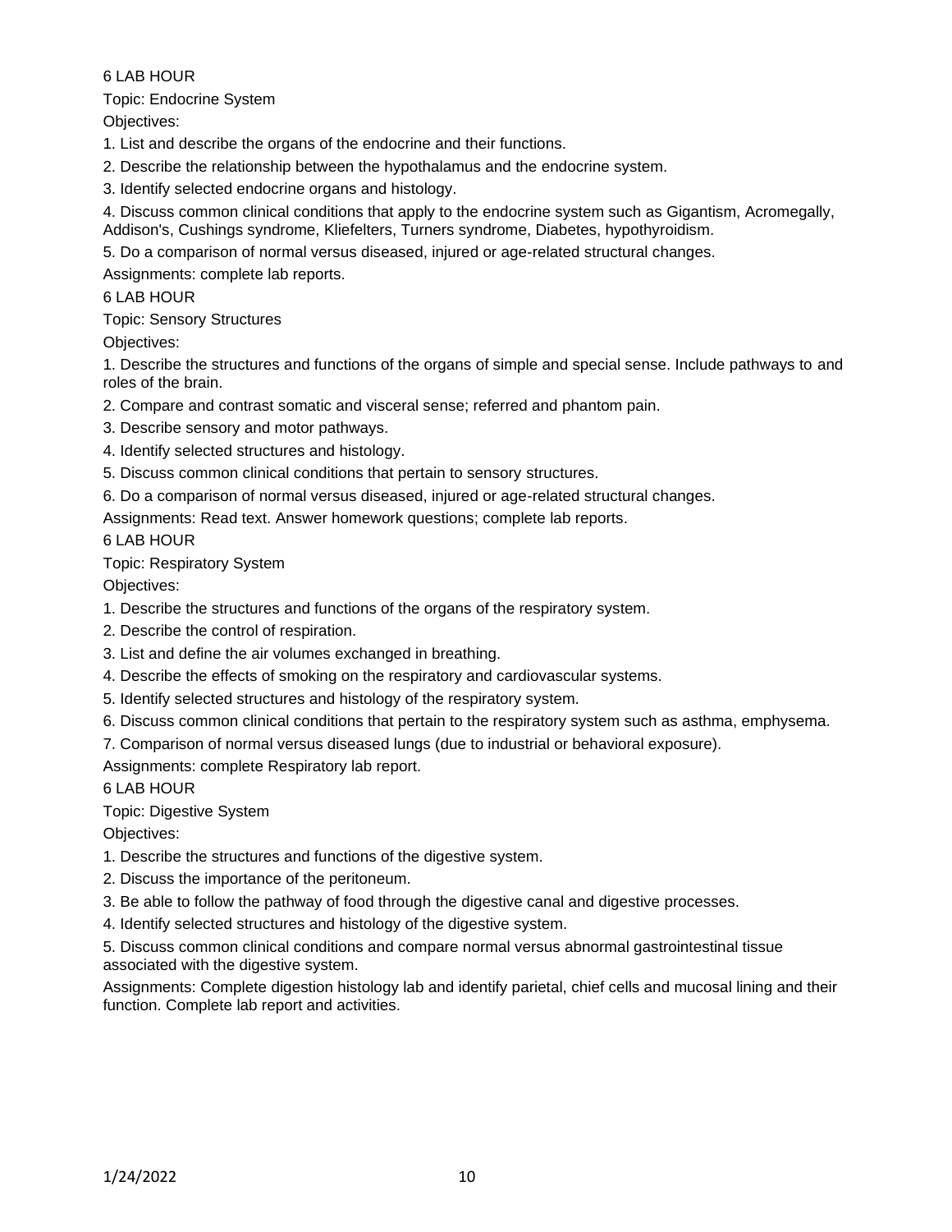6 LAB HOUR

Topic: Endocrine System

Objectives:

1. List and describe the organs of the endocrine and their functions.
2. Describe the relationship between the hypothalamus and the endocrine system.
3. Identify selected endocrine organs and histology.
4. Discuss common clinical conditions that apply to the endocrine system such as Gigantism, Acromegally, Addison's, Cushings syndrome, Kliefelters, Turners syndrome, Diabetes, hypothyroidism.
5. Do a comparison of normal versus diseased, injured or age-related structural changes.

Assignments: complete lab reports.

6 LAB HOUR

Topic: Sensory Structures

Objectives:

1. Describe the structures and functions of the organs of simple and special sense. Include pathways to and roles of the brain.
2. Compare and contrast somatic and visceral sense; referred and phantom pain.
3. Describe sensory and motor pathways.
4. Identify selected structures and histology.
5. Discuss common clinical conditions that pertain to sensory structures.
6. Do a comparison of normal versus diseased, injured or age-related structural changes.

Assignments: Read text. Answer homework questions; complete lab reports.

6 LAB HOUR

Topic: Respiratory System

Objectives:

1. Describe the structures and functions of the organs of the respiratory system.
2. Describe the control of respiration.
3. List and define the air volumes exchanged in breathing.
4. Describe the effects of smoking on the respiratory and cardiovascular systems.
5. Identify selected structures and histology of the respiratory system.
6. Discuss common clinical conditions that pertain to the respiratory system such as asthma, emphysema.
7. Comparison of normal versus diseased lungs (due to industrial or behavioral exposure).

Assignments: complete Respiratory lab report.

6 LAB HOUR

Topic: Digestive System

Objectives:

1. Describe the structures and functions of the digestive system.
2. Discuss the importance of the peritoneum.
3. Be able to follow the pathway of food through the digestive canal and digestive processes.
4. Identify selected structures and histology of the digestive system.
5. Discuss common clinical conditions and compare normal versus abnormal gastrointestinal tissue associated with the digestive system.

Assignments: Complete digestion histology lab and identify parietal, chief cells and mucosal lining and their function. Complete lab report and activities.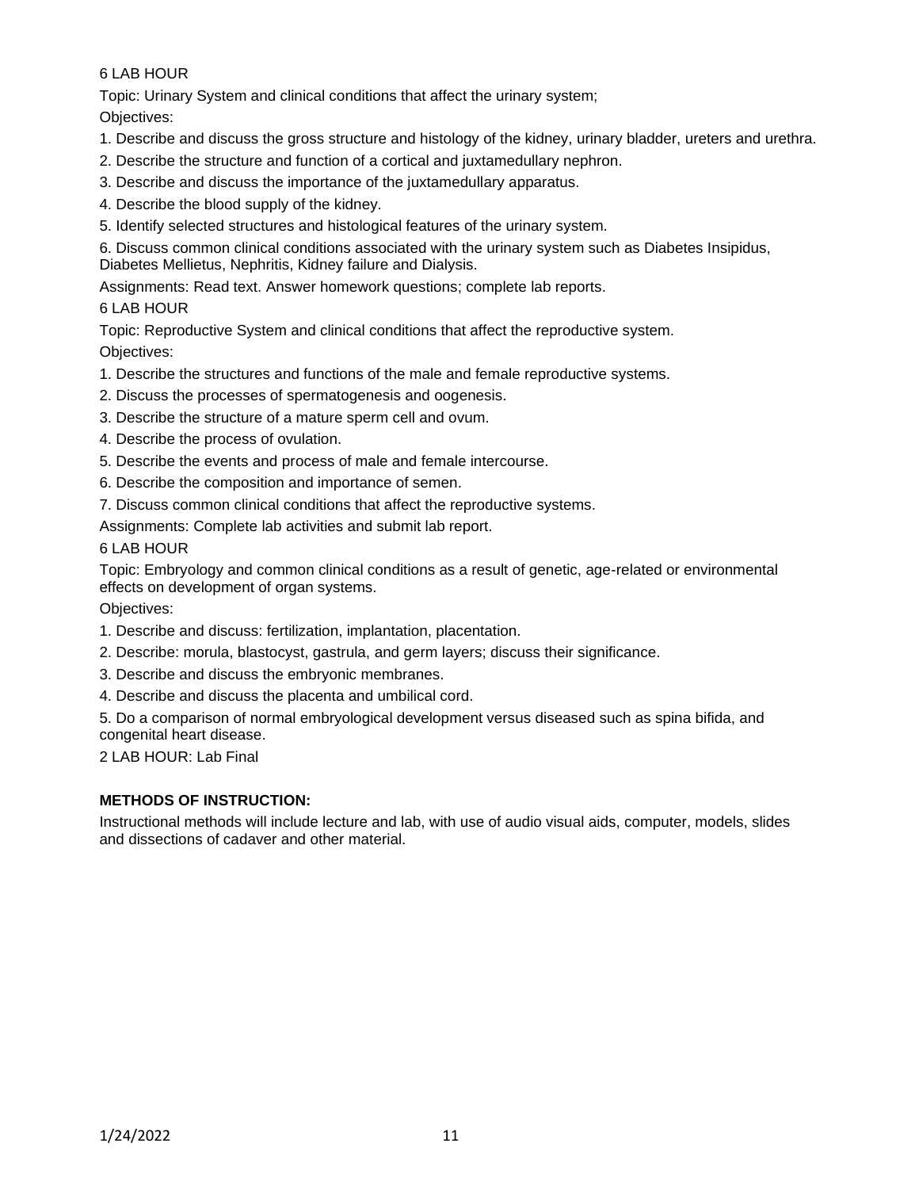6 LAB HOUR

Topic: Urinary System and clinical conditions that affect the urinary system;

Objectives:

1. Describe and discuss the gross structure and histology of the kidney, urinary bladder, ureters and urethra.
2. Describe the structure and function of a cortical and juxtamedullary nephron.
3. Describe and discuss the importance of the juxtamedullary apparatus.
4. Describe the blood supply of the kidney.
5. Identify selected structures and histological features of the urinary system.
6. Discuss common clinical conditions associated with the urinary system such as Diabetes Insipidus, Diabetes Mellietus, Nephritis, Kidney failure and Dialysis.

Assignments: Read text. Answer homework questions; complete lab reports.

6 LAB HOUR

Topic: Reproductive System and clinical conditions that affect the reproductive system.

Objectives:

1. Describe the structures and functions of the male and female reproductive systems.
2. Discuss the processes of spermatogenesis and oogenesis.
3. Describe the structure of a mature sperm cell and ovum.
4. Describe the process of ovulation.
5. Describe the events and process of male and female intercourse.
6. Describe the composition and importance of semen.
7. Discuss common clinical conditions that affect the reproductive systems.

Assignments: Complete lab activities and submit lab report.

6 LAB HOUR

Topic: Embryology and common clinical conditions as a result of genetic, age-related or environmental effects on development of organ systems.

Objectives:

1. Describe and discuss: fertilization, implantation, placentation.
2. Describe: morula, blastocyst, gastrula, and germ layers; discuss their significance.
3. Describe and discuss the embryonic membranes.
4. Describe and discuss the placenta and umbilical cord.
5. Do a comparison of normal embryological development versus diseased such as spina bifida, and congenital heart disease.

2 LAB HOUR: Lab Final

**METHODS OF INSTRUCTION:**

Instructional methods will include lecture and lab, with use of audio visual aids, computer, models, slides and dissections of cadaver and other material.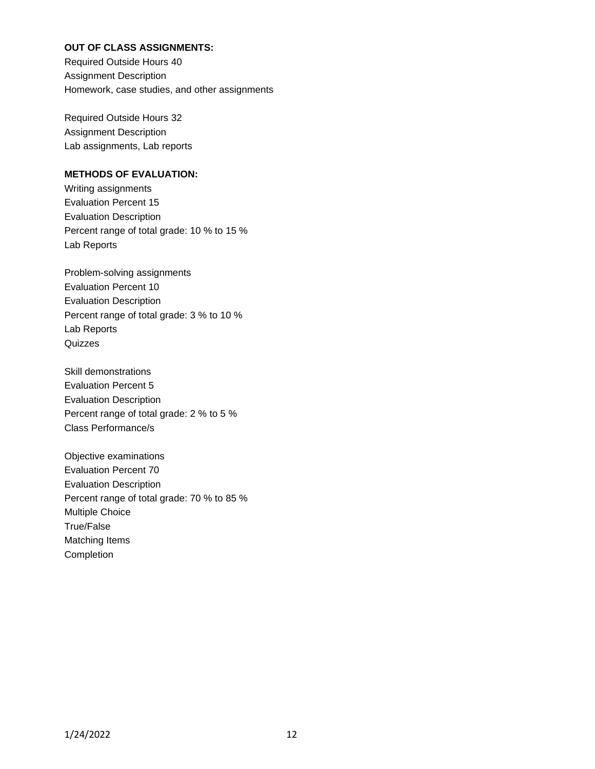**OUT OF CLASS ASSIGNMENTS:**

Required Outside Hours 40
Assignment Description
Homework, case studies, and other assignments

Required Outside Hours 32
Assignment Description
Lab assignments, Lab reports

**METHODS OF EVALUATION:**

Writing assignments
Evaluation Percent 15
Evaluation Description
Percent range of total grade: 10 % to 15 %
Lab Reports

Problem-solving assignments
Evaluation Percent 10
Evaluation Description
Percent range of total grade: 3 % to 10 %
Lab Reports
Quizzes

Skill demonstrations
Evaluation Percent 5
Evaluation Description
Percent range of total grade: 2 % to 5 %
Class Performance/s

Objective examinations
Evaluation Percent 70
Evaluation Description
Percent range of total grade: 70 % to 85 %
Multiple Choice
True/False
Matching Items
Completion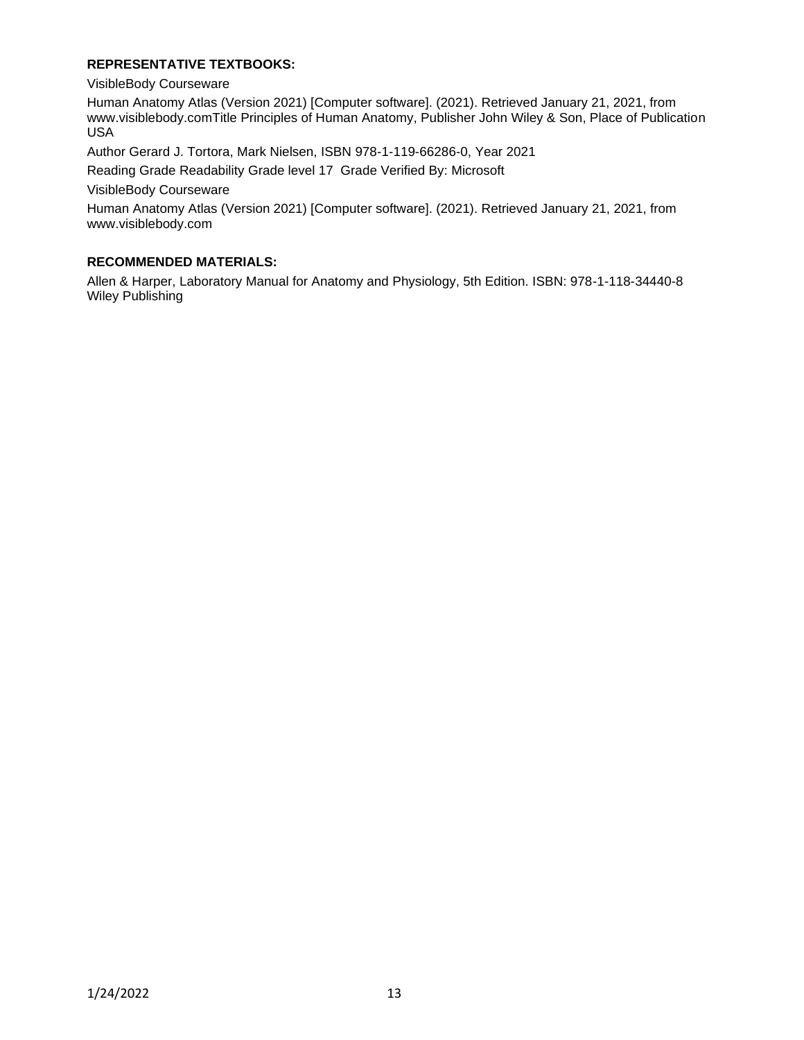**REPRESENTATIVE TEXTBOOKS:**

VisibleBody Courseware

Human Anatomy Atlas (Version 2021) [Computer software]. (2021). Retrieved January 21, 2021, from www.visiblebody.comTitle Principles of Human Anatomy, Publisher John Wiley & Son, Place of Publication USA

Author Gerard J. Tortora, Mark Nielsen, ISBN 978-1-119-66286-0, Year 2021

Reading Grade Readability Grade level 17 Grade Verified By: Microsoft

VisibleBody Courseware

Human Anatomy Atlas (Version 2021) [Computer software]. (2021). Retrieved January 21, 2021, from www.visiblebody.com

**RECOMMENDED MATERIALS:**

Allen & Harper, Laboratory Manual for Anatomy and Physiology, 5th Edition. ISBN: 978-1-118-34440-8 Wiley Publishing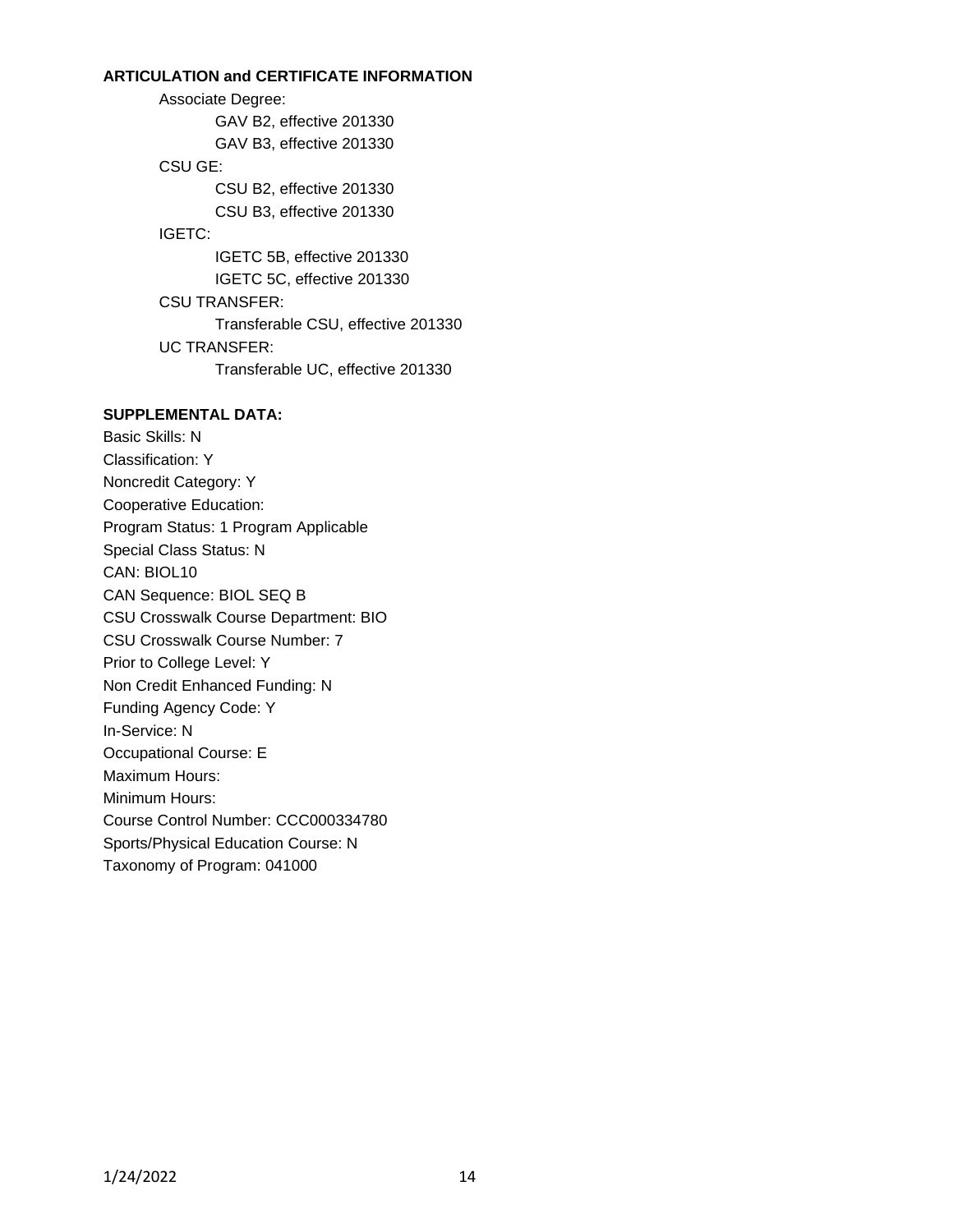**ARTICULATION and CERTIFICATE INFORMATION**

Associate Degree:

- GAV B2, effective 201330
- GAV B3, effective 201330

CSU GE:

- CSU B2, effective 201330
- CSU B3, effective 201330

IGETC:

- IGETC 5B, effective 201330
- IGETC 5C, effective 201330

CSU TRANSFER:

- Transferable CSU, effective 201330

UC TRANSFER:

- Transferable UC, effective 201330

**SUPPLEMENTAL DATA:**

Basic Skills: N
Classification: Y
Noncredit Category: Y
Cooperative Education:
Program Status: 1 Program Applicable
Special Class Status: N
CAN: BIOL10
CAN Sequence: BIOL SEQ B
CSU Crosswalk Course Department: BIO
CSU Crosswalk Course Number: 7
Prior to College Level: Y
Non Credit Enhanced Funding: N
Funding Agency Code: Y
In-Service: N
Occupational Course: E
Maximum Hours:
Minimum Hours:
Course Control Number: CCC000334780
Sports/Physical Education Course: N
Taxonomy of Program: 041000